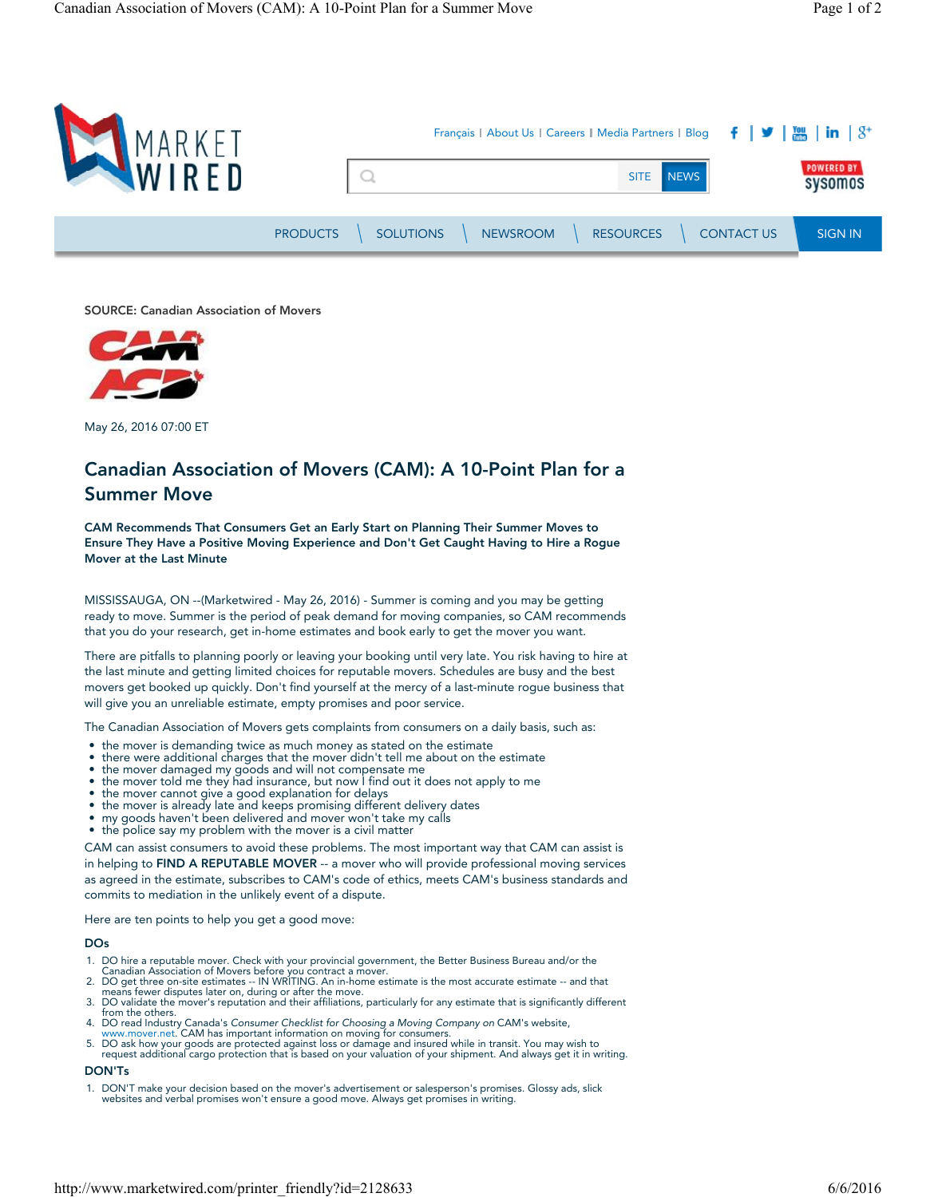SOURCE: Canadian Association of Movers

May 26, 2016 07:00 ET

# Canadian Association of Movers (CAM): A 10-Point Plan for a Summer Move

**CAM Recommends That Consumers Get an Early Start on Planning Their Summer Moves to Ensure They Have a Positive Moving Experience and Don't Get Caught Having to Hire a Rogue Mover at the Last Minute**

MISSISSAUGA, ON --(Marketwired - May 26, 2016) - Summer is coming and you may be getting ready to move. Summer is the period of peak demand for moving companies, so CAM recommends that you do your research, get in-home estimates and book early to get the mover you want.

There are pitfalls to planning poorly or leaving your booking until very late. You risk having to hire at the last minute and getting limited choices for reputable movers. Schedules are busy and the best movers get booked up quickly. Don't find yourself at the mercy of a last-minute rogue business that will give you an unreliable estimate, empty promises and poor service.

The Canadian Association of Movers gets complaints from consumers on a daily basis, such as:

- the mover is demanding twice as much money as stated on the estimate
- there were additional charges that the mover didn't tell me about on the estimate
- the mover damaged my goods and will not compensate me
- the mover told me they had insurance, but now I find out it does not apply to me
- the mover cannot give a good explanation for delays
- the mover is already late and keeps promising different delivery dates
- my goods haven't been delivered and mover won't take my calls
- the police say my problem with the mover is a civil matter

CAM can assist consumers to avoid these problems. The most important way that CAM can assist is in helping to **FIND A REPUTABLE MOVER** -- a mover who will provide professional moving services as agreed in the estimate, subscribes to CAM's code of ethics, meets CAM's business standards and commits to mediation in the unlikely event of a dispute.

Here are ten points to help you get a good move:

**DOs**

1. DO hire a reputable mover. Check with your provincial government, the Better Business Bureau and/or the Canadian Association of Movers before you contract a mover.
2. DO get three on-site estimates -- IN WRITING. An in-home estimate is the most accurate estimate -- and that means fewer disputes later on, during or after the move.
3. DO validate the mover's reputation and their affiliations, particularly for any estimate that is significantly different from the others.
4. DO read Industry Canada's *Consumer Checklist for Choosing a Moving Company on* CAM's website, www.mover.net. CAM has important information on moving for consumers.
5. DO ask how your goods are protected against loss or damage and insured while in transit. You may wish to request additional cargo protection that is based on your valuation of your shipment. And always get it in writing.

**DON'Ts**

1. DON'T make your decision based on the mover's advertisement or salesperson's promises. Glossy ads, slick websites and verbal promises won't ensure a good move. Always get promises in writing.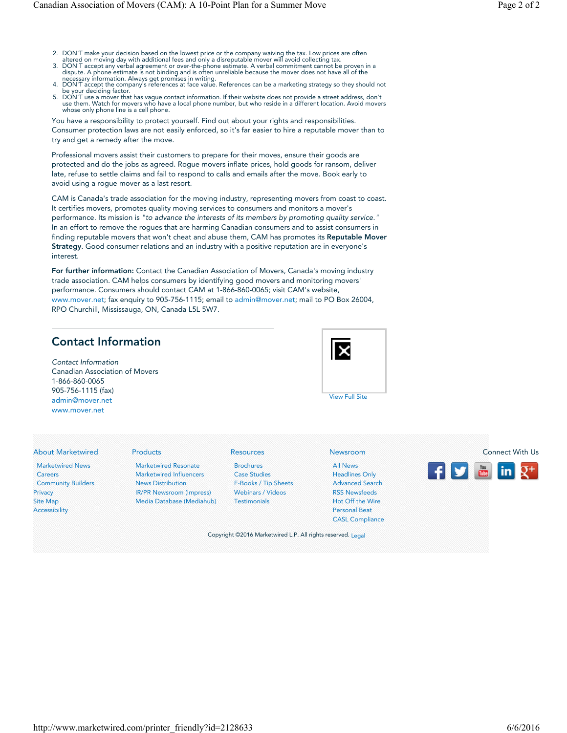2. DON'T make your decision based on the lowest price or the company waiving the tax. Low prices are often altered on moving day with additional fees and only a disreputable mover will avoid collecting tax.
3. DON'T accept any verbal agreement or over-the-phone estimate. A verbal commitment cannot be proven in a dispute. A phone estimate is not binding and is often unreliable because the mover does not have all of the necessary information. Always get promises in writing.
4. DON'T accept the company's references at face value. References can be a marketing strategy so they should not be your deciding factor.
5. DON'T use a mover that has vague contact information. If their website does not provide a street address, don't use them. Watch for movers who have a local phone number, but who reside in a different location. Avoid movers whose only phone line is a cell phone.

You have a responsibility to protect yourself. Find out about your rights and responsibilities. Consumer protection laws are not easily enforced, so it's far easier to hire a reputable mover than to try and get a remedy after the move.

Professional movers assist their customers to prepare for their moves, ensure their goods are protected and do the jobs as agreed. Rogue movers inflate prices, hold goods for ransom, deliver late, refuse to settle claims and fail to respond to calls and emails after the move. Book early to avoid using a rogue mover as a last resort.

CAM is Canada's trade association for the moving industry, representing movers from coast to coast. It certifies movers, promotes quality moving services to consumers and monitors a mover's performance. Its mission is *"to advance the interests of its members by promoting quality service."* In an effort to remove the rogues that are harming Canadian consumers and to assist consumers in finding reputable movers that won't cheat and abuse them, CAM has promotes its **Reputable Mover Strategy**. Good consumer relations and an industry with a positive reputation are in everyone's interest.

**For further information:** Contact the Canadian Association of Movers, Canada's moving industry trade association. CAM helps consumers by identifying good movers and monitoring movers' performance. Consumers should contact CAM at 1-866-860-0065; visit CAM's website, www.mover.net; fax enquiry to 905-756-1115; email to admin@mover.net; mail to PO Box 26004, RPO Churchill, Mississauga, ON, Canada L5L 5W7.

## Contact Information

*Contact Information*
Canadian Association of Movers
1-866-860-0065
905-756-1115 (fax)
admin@mover.net
www.mover.net

View Full Site

About Marketwired
- Marketwired News
- Careers
- Community Builders

Privacy
Site Map
Accessibility

Products
- Marketwired Resonate
- Marketwired Influencers
- News Distribution
- IR/PR Newsroom (Impress)
- Media Database (Mediahub)

Resources
- Brochures
- Case Studies
- E-Books / Tip Sheets
- Webinars / Videos
- Testimonials

Newsroom
- All News
- Headlines Only
- Advanced Search
- RSS Newsfeeds
- Hot Off the Wire
- Personal Beat
- CASL Compliance

Connect With Us

Copyright ©2016 Marketwired L.P. All rights reserved. Legal